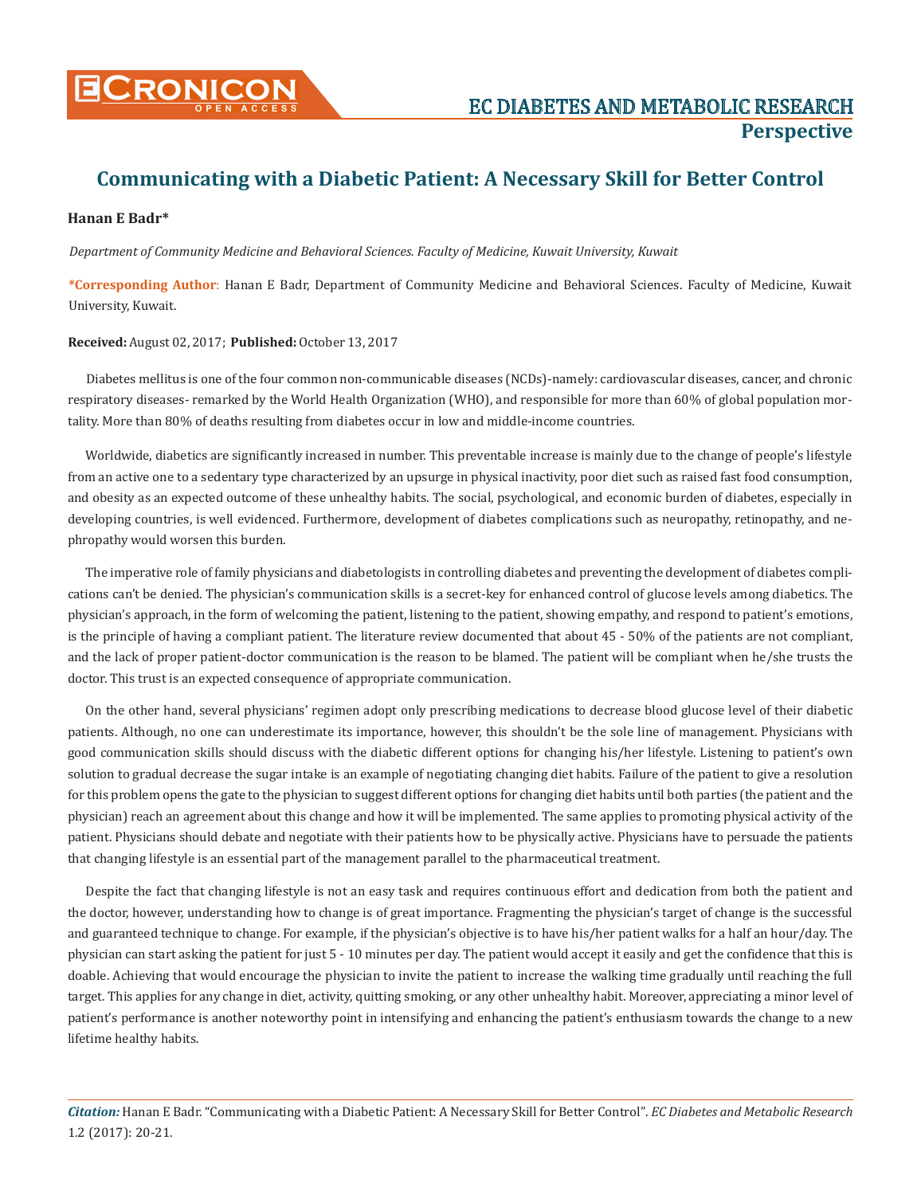# Communicating with a Diabetic Patient: A Necessary Skill for Better Control

**Hanan E Badr***

*Department of Community Medicine and Behavioral Sciences. Faculty of Medicine, Kuwait University, Kuwait*

**\*Corresponding Author**: Hanan E Badr, Department of Community Medicine and Behavioral Sciences. Faculty of Medicine, Kuwait University, Kuwait.

**Received:** August 02, 2017; **Published:** October 13, 2017

Diabetes mellitus is one of the four common non-communicable diseases (NCDs)-namely: cardiovascular diseases, cancer, and chronic respiratory diseases- remarked by the World Health Organization (WHO), and responsible for more than 60% of global population mortality. More than 80% of deaths resulting from diabetes occur in low and middle-income countries.

Worldwide, diabetics are significantly increased in number. This preventable increase is mainly due to the change of people's lifestyle from an active one to a sedentary type characterized by an upsurge in physical inactivity, poor diet such as raised fast food consumption, and obesity as an expected outcome of these unhealthy habits. The social, psychological, and economic burden of diabetes, especially in developing countries, is well evidenced. Furthermore, development of diabetes complications such as neuropathy, retinopathy, and nephropathy would worsen this burden.

The imperative role of family physicians and diabetologists in controlling diabetes and preventing the development of diabetes complications can't be denied. The physician's communication skills is a secret-key for enhanced control of glucose levels among diabetics. The physician's approach, in the form of welcoming the patient, listening to the patient, showing empathy, and respond to patient's emotions, is the principle of having a compliant patient. The literature review documented that about 45 - 50% of the patients are not compliant, and the lack of proper patient-doctor communication is the reason to be blamed. The patient will be compliant when he/she trusts the doctor. This trust is an expected consequence of appropriate communication.

On the other hand, several physicians' regimen adopt only prescribing medications to decrease blood glucose level of their diabetic patients. Although, no one can underestimate its importance, however, this shouldn't be the sole line of management. Physicians with good communication skills should discuss with the diabetic different options for changing his/her lifestyle. Listening to patient's own solution to gradual decrease the sugar intake is an example of negotiating changing diet habits. Failure of the patient to give a resolution for this problem opens the gate to the physician to suggest different options for changing diet habits until both parties (the patient and the physician) reach an agreement about this change and how it will be implemented. The same applies to promoting physical activity of the patient. Physicians should debate and negotiate with their patients how to be physically active. Physicians have to persuade the patients that changing lifestyle is an essential part of the management parallel to the pharmaceutical treatment.

Despite the fact that changing lifestyle is not an easy task and requires continuous effort and dedication from both the patient and the doctor, however, understanding how to change is of great importance. Fragmenting the physician's target of change is the successful and guaranteed technique to change. For example, if the physician's objective is to have his/her patient walks for a half an hour/day. The physician can start asking the patient for just 5 - 10 minutes per day. The patient would accept it easily and get the confidence that this is doable. Achieving that would encourage the physician to invite the patient to increase the walking time gradually until reaching the full target. This applies for any change in diet, activity, quitting smoking, or any other unhealthy habit. Moreover, appreciating a minor level of patient's performance is another noteworthy point in intensifying and enhancing the patient's enthusiasm towards the change to a new lifetime healthy habits.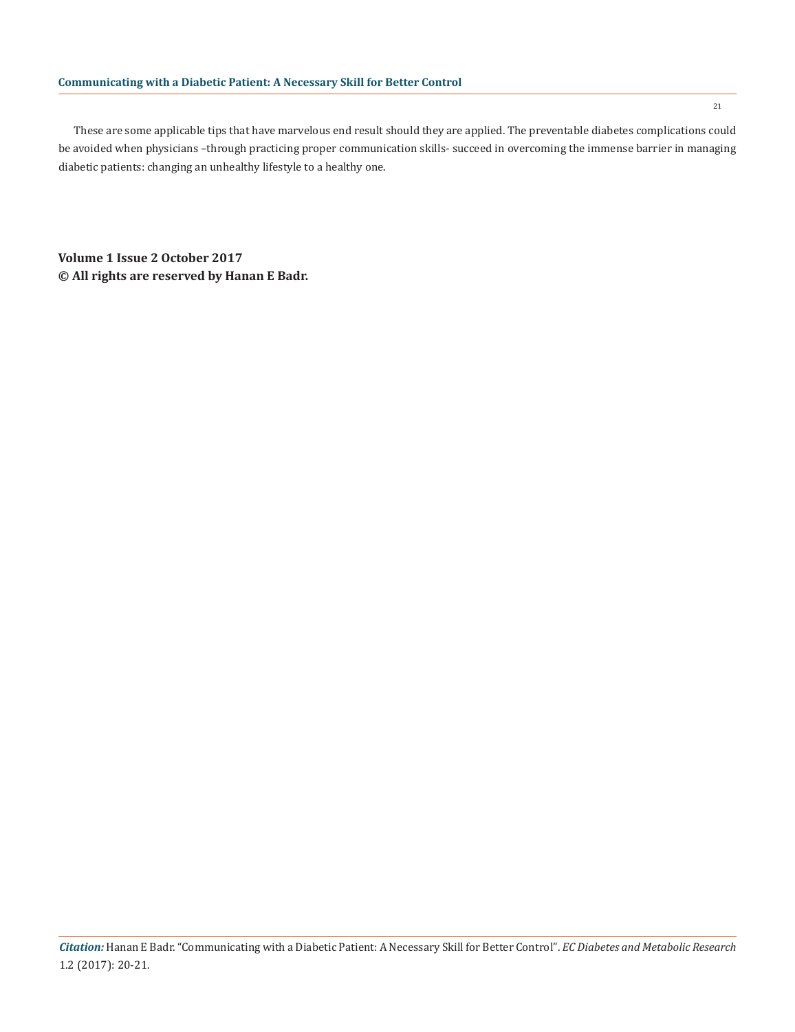These are some applicable tips that have marvelous end result should they are applied. The preventable diabetes complications could be avoided when physicians –through practicing proper communication skills- succeed in overcoming the immense barrier in managing diabetic patients: changing an unhealthy lifestyle to a healthy one.

**Volume 1 Issue 2 October 2017**
**© All rights are reserved by Hanan E Badr.**